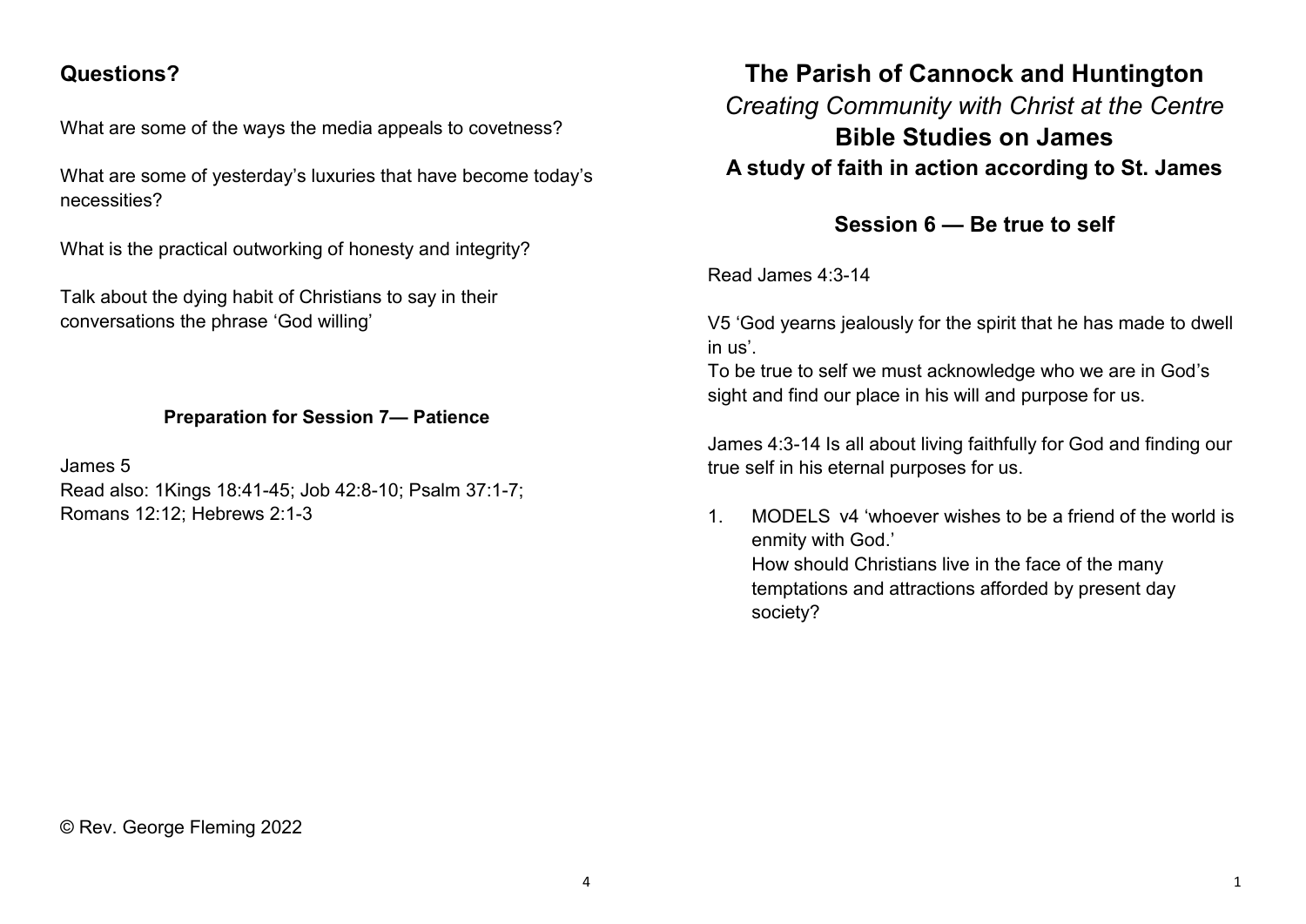# The Parish of Cannock and Huntington

*Creating Community with Christ at the Centre*

## Bible Studies on James

### A study of faith in action according to St. James

### Session 6 — Be true to self

Read James 4:3-14

V5 'God yearns jealously for the spirit that he has made to dwell in us'.
To be true to self we must acknowledge who we are in God's sight and find our place in his will and purpose for us.

James 4:3-14 Is all about living faithfully for God and finding our true self in his eternal purposes for us.

1. MODELS v4 'whoever wishes to be a friend of the world is enmity with God.'
   How should Christians live in the face of the many temptations and attractions afforded by present day society?

## Questions?

What are some of the ways the media appeals to covetness?

What are some of yesterday's luxuries that have become today's necessities?

What is the practical outworking of honesty and integrity?

Talk about the dying habit of Christians to say in their conversations the phrase 'God willing'

**Preparation for Session 7— Patience**

James 5
Read also: 1Kings 18:41-45; Job 42:8-10; Psalm 37:1-7; Romans 12:12; Hebrews 2:1-3

© Rev. George Fleming 2022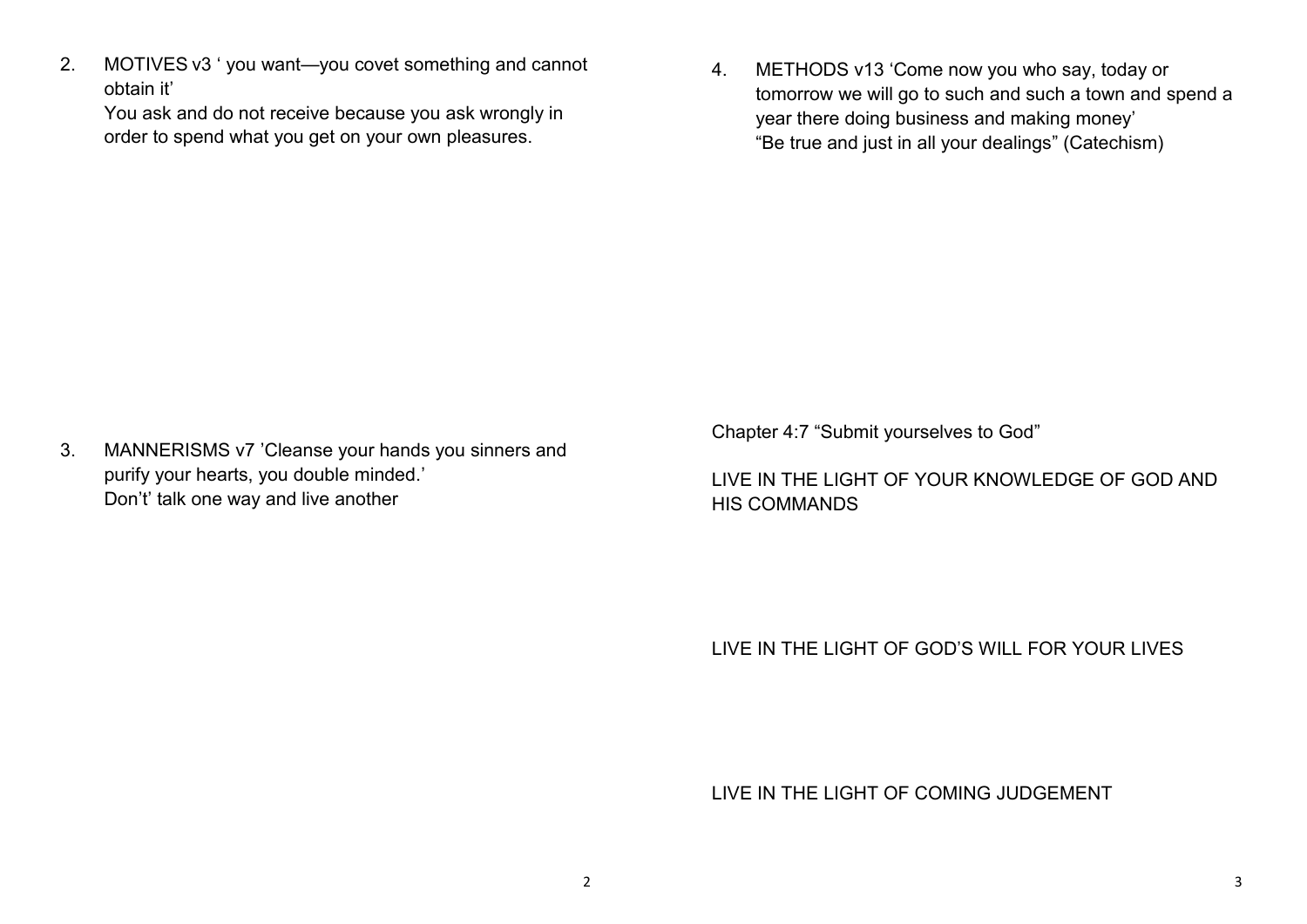2. MOTIVES v3 ‘ you want—you covet something and cannot obtain it’
   You ask and do not receive because you ask wrongly in order to spend what you get on your own pleasures.

3. MANNERISMS v7 ’Cleanse your hands you sinners and purify your hearts, you double minded.’
   Don’t’ talk one way and live another

4. METHODS v13 ‘Come now you who say, today or tomorrow we will go to such and such a town and spend a year there doing business and making money’
   “Be true and just in all your dealings” (Catechism)

Chapter 4:7 “Submit yourselves to God”

LIVE IN THE LIGHT OF YOUR KNOWLEDGE OF GOD AND HIS COMMANDS

LIVE IN THE LIGHT OF GOD’S WILL FOR YOUR LIVES

LIVE IN THE LIGHT OF COMING JUDGEMENT